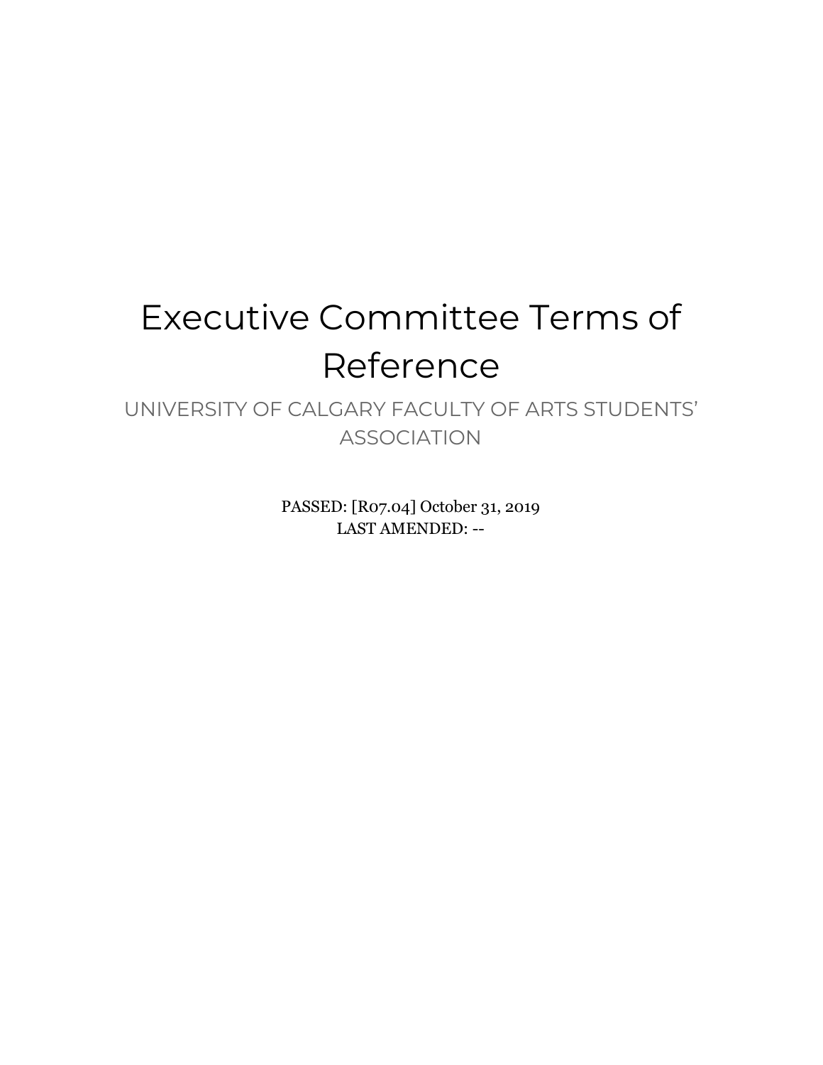# Executive Committee Terms of Reference

UNIVERSITY OF CALGARY FACULTY OF ARTS STUDENTS' ASSOCIATION

PASSED: [R07.04] October 31, 2019
LAST AMENDED: --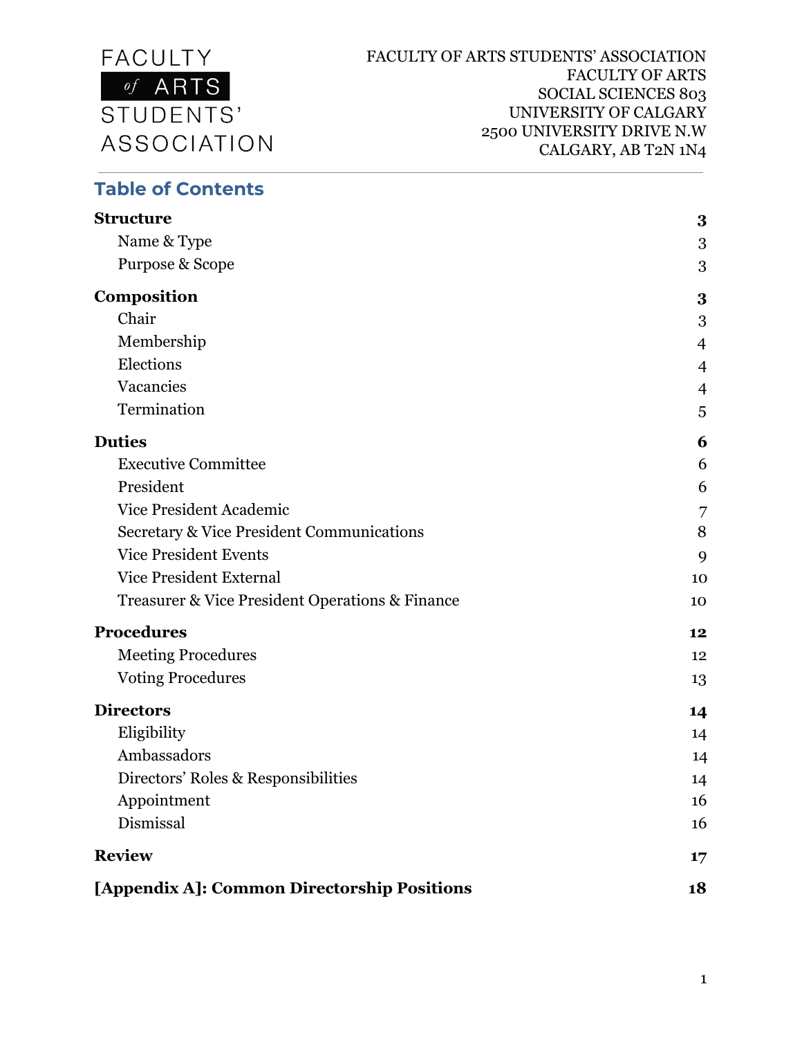FACULTY of ARTS STUDENTS' ASSOCIATION

FACULTY OF ARTS STUDENTS' ASSOCIATION
FACULTY OF ARTS
SOCIAL SCIENCES 803
UNIVERSITY OF CALGARY
2500 UNIVERSITY DRIVE N.W
CALGARY, AB T2N 1N4

## Table of Contents

| | |
|---|---|
| **Structure** | **3** |
| Name & Type | 3 |
| Purpose & Scope | 3 |
| **Composition** | **3** |
| Chair | 3 |
| Membership | 4 |
| Elections | 4 |
| Vacancies | 4 |
| Termination | 5 |
| **Duties** | **6** |
| Executive Committee | 6 |
| President | 6 |
| Vice President Academic | 7 |
| Secretary & Vice President Communications | 8 |
| Vice President Events | 9 |
| Vice President External | 10 |
| Treasurer & Vice President Operations & Finance | 10 |
| **Procedures** | **12** |
| Meeting Procedures | 12 |
| Voting Procedures | 13 |
| **Directors** | **14** |
| Eligibility | 14 |
| Ambassadors | 14 |
| Directors' Roles & Responsibilities | 14 |
| Appointment | 16 |
| Dismissal | 16 |
| **Review** | **17** |
| **[Appendix A]: Common Directorship Positions** | **18** |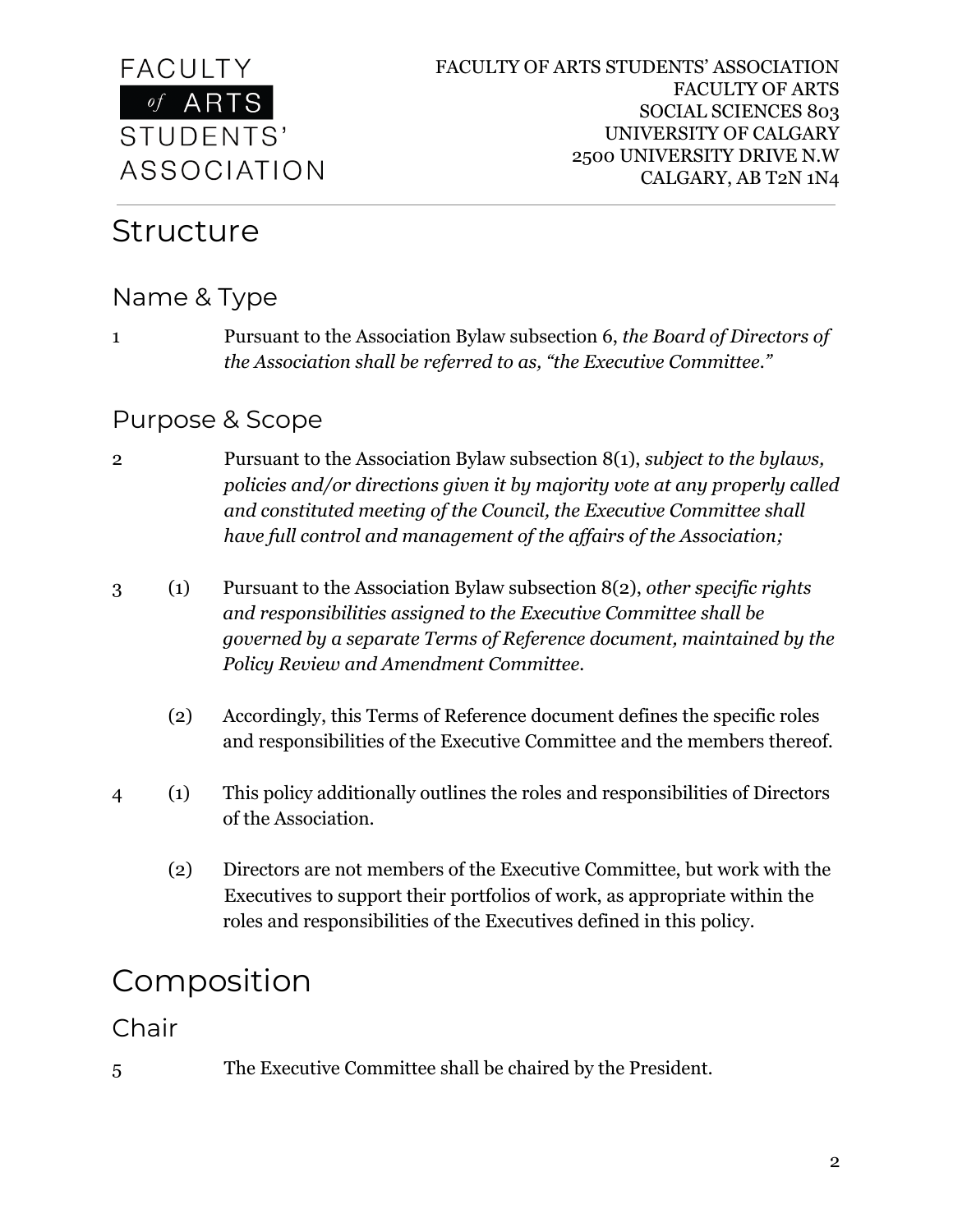# Structure

## Name & Type

1 Pursuant to the Association Bylaw subsection 6, *the Board of Directors of the Association shall be referred to as, "the Executive Committee."*

## Purpose & Scope

2 Pursuant to the Association Bylaw subsection 8(1), *subject to the bylaws, policies and/or directions given it by majority vote at any properly called and constituted meeting of the Council, the Executive Committee shall have full control and management of the affairs of the Association;*

3 (1) Pursuant to the Association Bylaw subsection 8(2), *other specific rights and responsibilities assigned to the Executive Committee shall be governed by a separate Terms of Reference document, maintained by the Policy Review and Amendment Committee.*

(2) Accordingly, this Terms of Reference document defines the specific roles and responsibilities of the Executive Committee and the members thereof.

4 (1) This policy additionally outlines the roles and responsibilities of Directors of the Association.

(2) Directors are not members of the Executive Committee, but work with the Executives to support their portfolios of work, as appropriate within the roles and responsibilities of the Executives defined in this policy.

# Composition

## Chair

5 The Executive Committee shall be chaired by the President.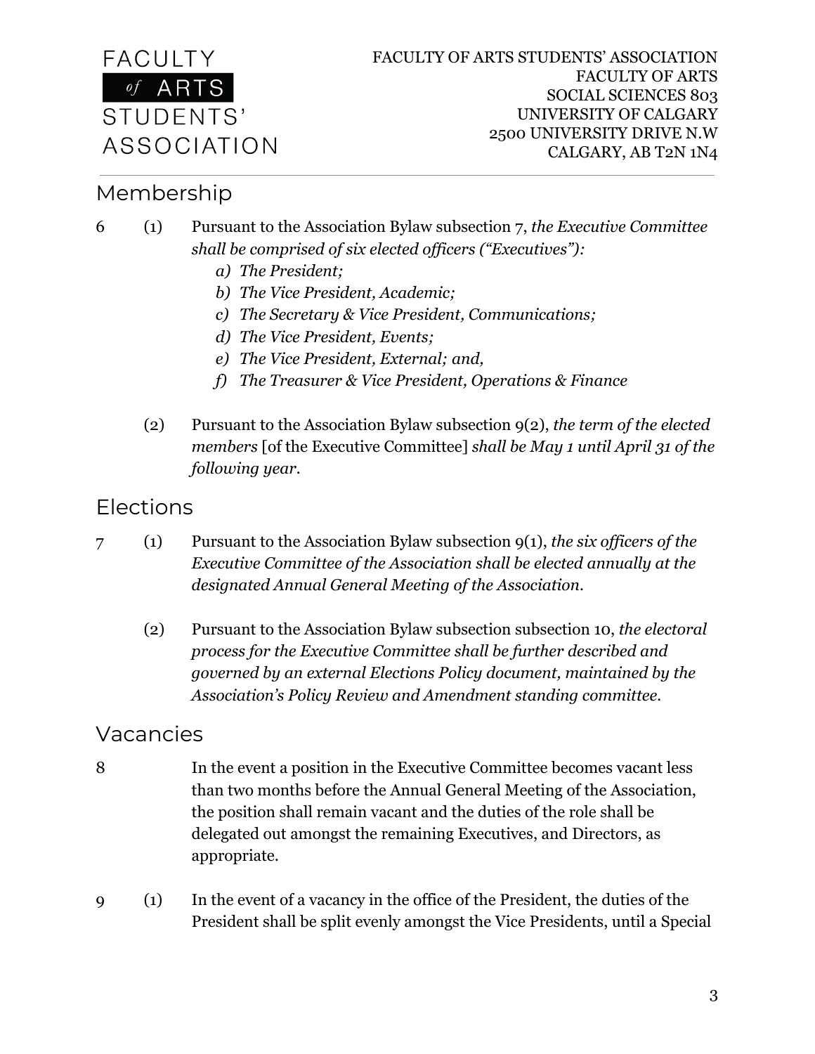## Membership

6 (1) Pursuant to the Association Bylaw subsection 7, *the Executive Committee shall be comprised of six elected officers ("Executives"):*

*a) The President;*
*b) The Vice President, Academic;*
*c) The Secretary & Vice President, Communications;*
*d) The Vice President, Events;*
*e) The Vice President, External; and,*
*f) The Treasurer & Vice President, Operations & Finance*

(2) Pursuant to the Association Bylaw subsection 9(2), *the term of the elected members* [of the Executive Committee] *shall be May 1 until April 31 of the following year.*

## Elections

7 (1) Pursuant to the Association Bylaw subsection 9(1), *the six officers of the Executive Committee of the Association shall be elected annually at the designated Annual General Meeting of the Association.*

(2) Pursuant to the Association Bylaw subsection subsection 10, *the electoral process for the Executive Committee shall be further described and governed by an external Elections Policy document, maintained by the Association's Policy Review and Amendment standing committee.*

## Vacancies

8 In the event a position in the Executive Committee becomes vacant less than two months before the Annual General Meeting of the Association, the position shall remain vacant and the duties of the role shall be delegated out amongst the remaining Executives, and Directors, as appropriate.

9 (1) In the event of a vacancy in the office of the President, the duties of the President shall be split evenly amongst the Vice Presidents, until a Special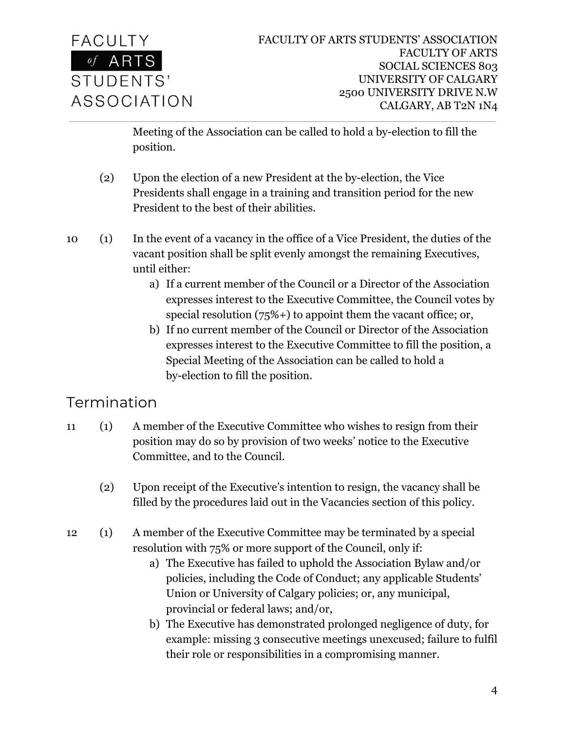Meeting of the Association can be called to hold a by-election to fill the position.

(2) Upon the election of a new President at the by-election, the Vice Presidents shall engage in a training and transition period for the new President to the best of their abilities.

10 (1) In the event of a vacancy in the office of a Vice President, the duties of the vacant position shall be split evenly amongst the remaining Executives, until either:

a) If a current member of the Council or a Director of the Association expresses interest to the Executive Committee, the Council votes by special resolution (75%+) to appoint them the vacant office; or,
b) If no current member of the Council or Director of the Association expresses interest to the Executive Committee to fill the position, a Special Meeting of the Association can be called to hold a by-election to fill the position.

## Termination

11 (1) A member of the Executive Committee who wishes to resign from their position may do so by provision of two weeks' notice to the Executive Committee, and to the Council.

(2) Upon receipt of the Executive's intention to resign, the vacancy shall be filled by the procedures laid out in the Vacancies section of this policy.

12 (1) A member of the Executive Committee may be terminated by a special resolution with 75% or more support of the Council, only if:

a) The Executive has failed to uphold the Association Bylaw and/or policies, including the Code of Conduct; any applicable Students' Union or University of Calgary policies; or, any municipal, provincial or federal laws; and/or,
b) The Executive has demonstrated prolonged negligence of duty, for example: missing 3 consecutive meetings unexcused; failure to fulfil their role or responsibilities in a compromising manner.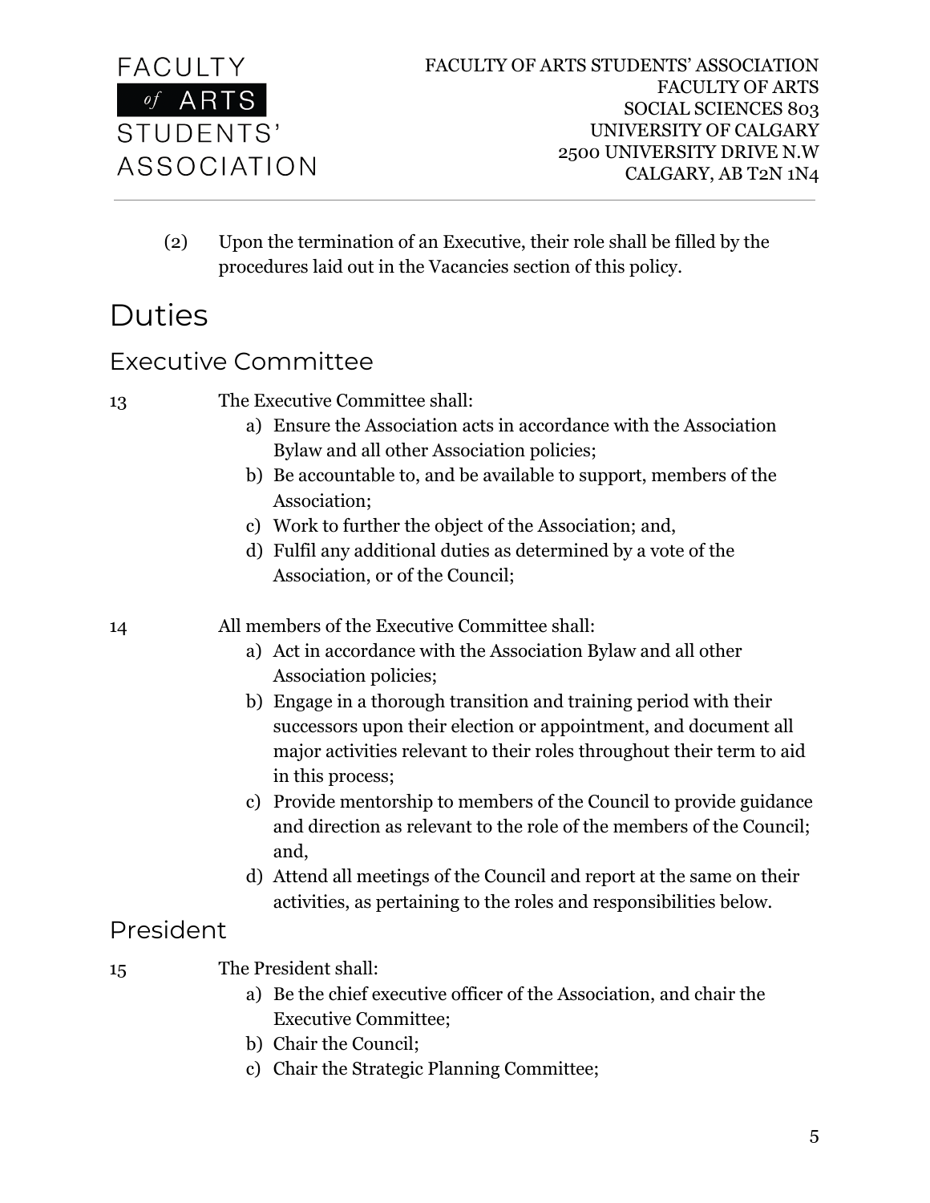(2) Upon the termination of an Executive, their role shall be filled by the procedures laid out in the Vacancies section of this policy.

# Duties

## Executive Committee

13 The Executive Committee shall:

a) Ensure the Association acts in accordance with the Association Bylaw and all other Association policies;
b) Be accountable to, and be available to support, members of the Association;
c) Work to further the object of the Association; and,
d) Fulfil any additional duties as determined by a vote of the Association, or of the Council;

14 All members of the Executive Committee shall:

a) Act in accordance with the Association Bylaw and all other Association policies;
b) Engage in a thorough transition and training period with their successors upon their election or appointment, and document all major activities relevant to their roles throughout their term to aid in this process;
c) Provide mentorship to members of the Council to provide guidance and direction as relevant to the role of the members of the Council; and,
d) Attend all meetings of the Council and report at the same on their activities, as pertaining to the roles and responsibilities below.

## President

15 The President shall:

a) Be the chief executive officer of the Association, and chair the Executive Committee;
b) Chair the Council;
c) Chair the Strategic Planning Committee;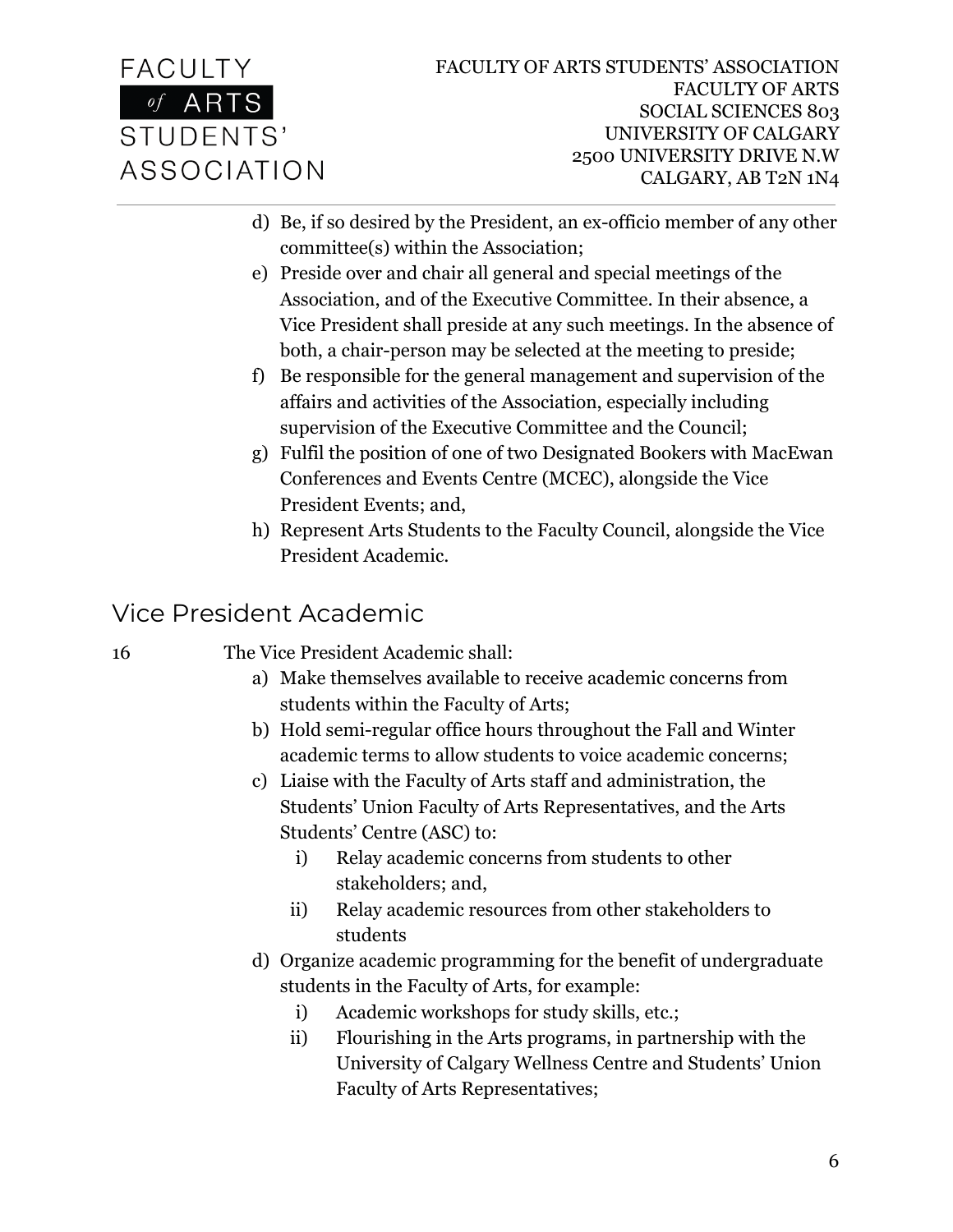d) Be, if so desired by the President, an ex-officio member of any other committee(s) within the Association;
e) Preside over and chair all general and special meetings of the Association, and of the Executive Committee. In their absence, a Vice President shall preside at any such meetings. In the absence of both, a chair-person may be selected at the meeting to preside;
f) Be responsible for the general management and supervision of the affairs and activities of the Association, especially including supervision of the Executive Committee and the Council;
g) Fulfil the position of one of two Designated Bookers with MacEwan Conferences and Events Centre (MCEC), alongside the Vice President Events; and,
h) Represent Arts Students to the Faculty Council, alongside the Vice President Academic.

## Vice President Academic

16 The Vice President Academic shall:

a) Make themselves available to receive academic concerns from students within the Faculty of Arts;
b) Hold semi-regular office hours throughout the Fall and Winter academic terms to allow students to voice academic concerns;
c) Liaise with the Faculty of Arts staff and administration, the Students' Union Faculty of Arts Representatives, and the Arts Students' Centre (ASC) to:
   i) Relay academic concerns from students to other stakeholders; and,
   ii) Relay academic resources from other stakeholders to students
d) Organize academic programming for the benefit of undergraduate students in the Faculty of Arts, for example:
   i) Academic workshops for study skills, etc.;
   ii) Flourishing in the Arts programs, in partnership with the University of Calgary Wellness Centre and Students' Union Faculty of Arts Representatives;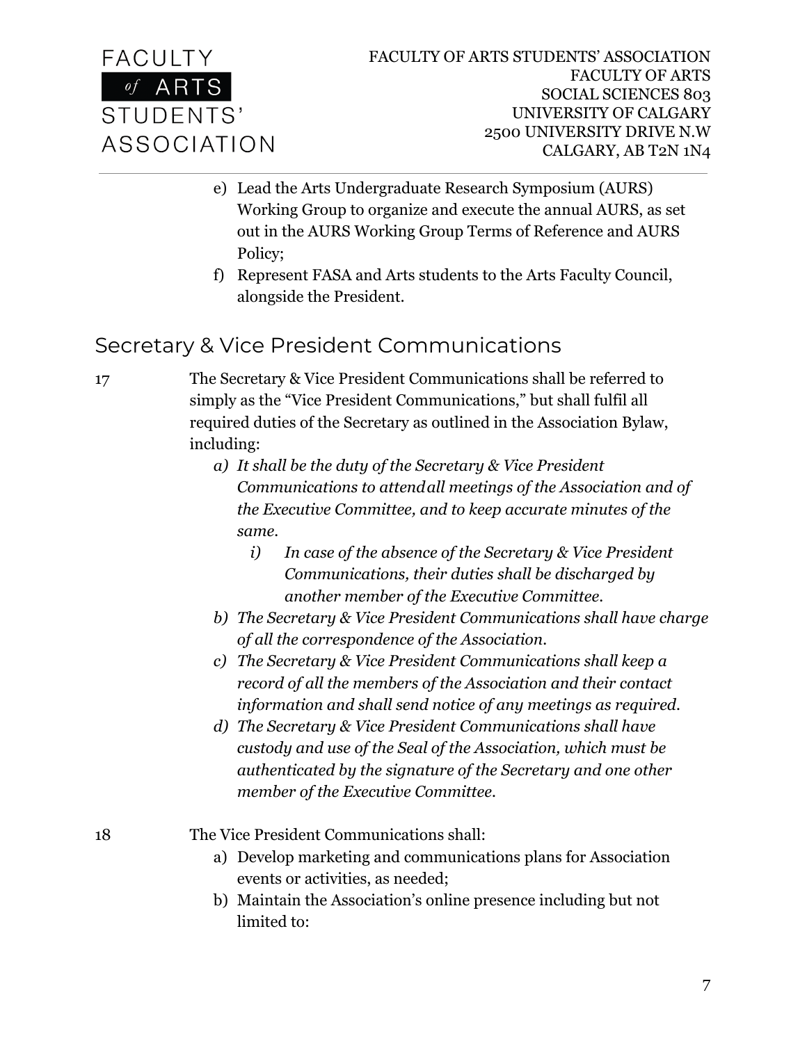e) Lead the Arts Undergraduate Research Symposium (AURS) Working Group to organize and execute the annual AURS, as set out in the AURS Working Group Terms of Reference and AURS Policy;

f) Represent FASA and Arts students to the Arts Faculty Council, alongside the President.

## Secretary & Vice President Communications

17 The Secretary & Vice President Communications shall be referred to simply as the "Vice President Communications," but shall fulfil all required duties of the Secretary as outlined in the Association Bylaw, including:

a) *It shall be the duty of the Secretary & Vice President Communications to attend all meetings of the Association and of the Executive Committee, and to keep accurate minutes of the same.*

   i) *In case of the absence of the Secretary & Vice President Communications, their duties shall be discharged by another member of the Executive Committee.*

b) *The Secretary & Vice President Communications shall have charge of all the correspondence of the Association.*

c) *The Secretary & Vice President Communications shall keep a record of all the members of the Association and their contact information and shall send notice of any meetings as required.*

d) *The Secretary & Vice President Communications shall have custody and use of the Seal of the Association, which must be authenticated by the signature of the Secretary and one other member of the Executive Committee.*

18 The Vice President Communications shall:

a) Develop marketing and communications plans for Association events or activities, as needed;

b) Maintain the Association's online presence including but not limited to: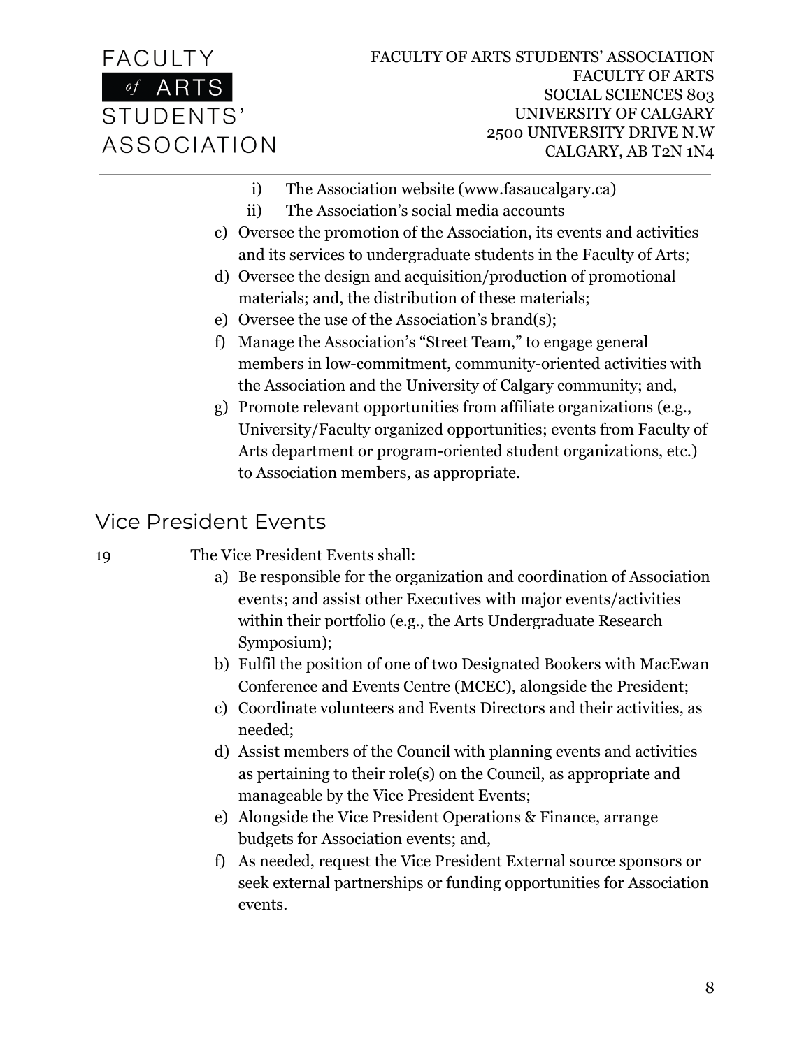i) The Association website (www.fasaucalgary.ca)
   ii) The Association's social media accounts

c) Oversee the promotion of the Association, its events and activities and its services to undergraduate students in the Faculty of Arts;
d) Oversee the design and acquisition/production of promotional materials; and, the distribution of these materials;
e) Oversee the use of the Association's brand(s);
f) Manage the Association's "Street Team," to engage general members in low-commitment, community-oriented activities with the Association and the University of Calgary community; and,
g) Promote relevant opportunities from affiliate organizations (e.g., University/Faculty organized opportunities; events from Faculty of Arts department or program-oriented student organizations, etc.) to Association members, as appropriate.

## Vice President Events

19 The Vice President Events shall:

a) Be responsible for the organization and coordination of Association events; and assist other Executives with major events/activities within their portfolio (e.g., the Arts Undergraduate Research Symposium);
b) Fulfil the position of one of two Designated Bookers with MacEwan Conference and Events Centre (MCEC), alongside the President;
c) Coordinate volunteers and Events Directors and their activities, as needed;
d) Assist members of the Council with planning events and activities as pertaining to their role(s) on the Council, as appropriate and manageable by the Vice President Events;
e) Alongside the Vice President Operations & Finance, arrange budgets for Association events; and,
f) As needed, request the Vice President External source sponsors or seek external partnerships or funding opportunities for Association events.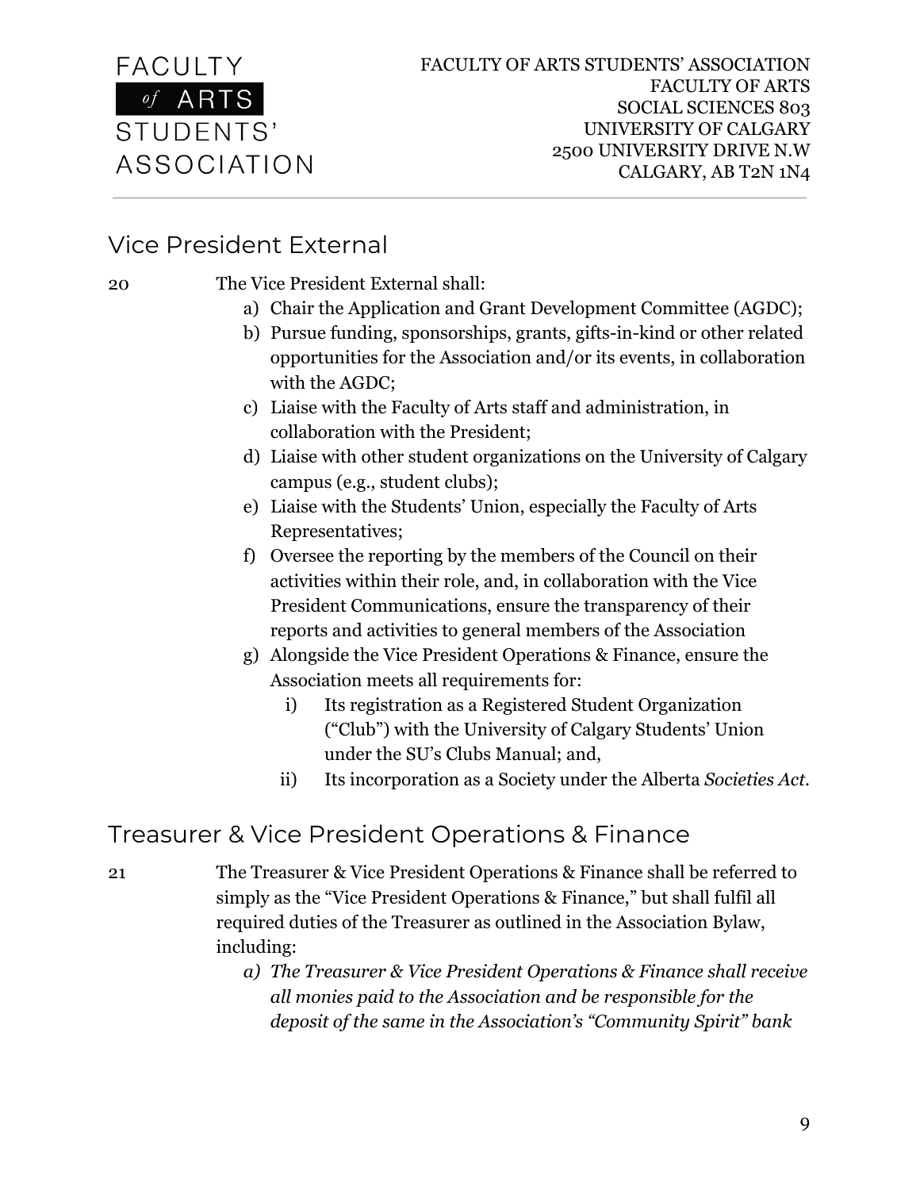## Vice President External

20 The Vice President External shall:

a) Chair the Application and Grant Development Committee (AGDC);
b) Pursue funding, sponsorships, grants, gifts-in-kind or other related opportunities for the Association and/or its events, in collaboration with the AGDC;
c) Liaise with the Faculty of Arts staff and administration, in collaboration with the President;
d) Liaise with other student organizations on the University of Calgary campus (e.g., student clubs);
e) Liaise with the Students' Union, especially the Faculty of Arts Representatives;
f) Oversee the reporting by the members of the Council on their activities within their role, and, in collaboration with the Vice President Communications, ensure the transparency of their reports and activities to general members of the Association
g) Alongside the Vice President Operations & Finance, ensure the Association meets all requirements for:
    i) Its registration as a Registered Student Organization ("Club") with the University of Calgary Students' Union under the SU's Clubs Manual; and,
    ii) Its incorporation as a Society under the Alberta *Societies Act*.

## Treasurer & Vice President Operations & Finance

21 The Treasurer & Vice President Operations & Finance shall be referred to simply as the "Vice President Operations & Finance," but shall fulfil all required duties of the Treasurer as outlined in the Association Bylaw, including:

*a) The Treasurer & Vice President Operations & Finance shall receive all monies paid to the Association and be responsible for the deposit of the same in the Association's "Community Spirit" bank*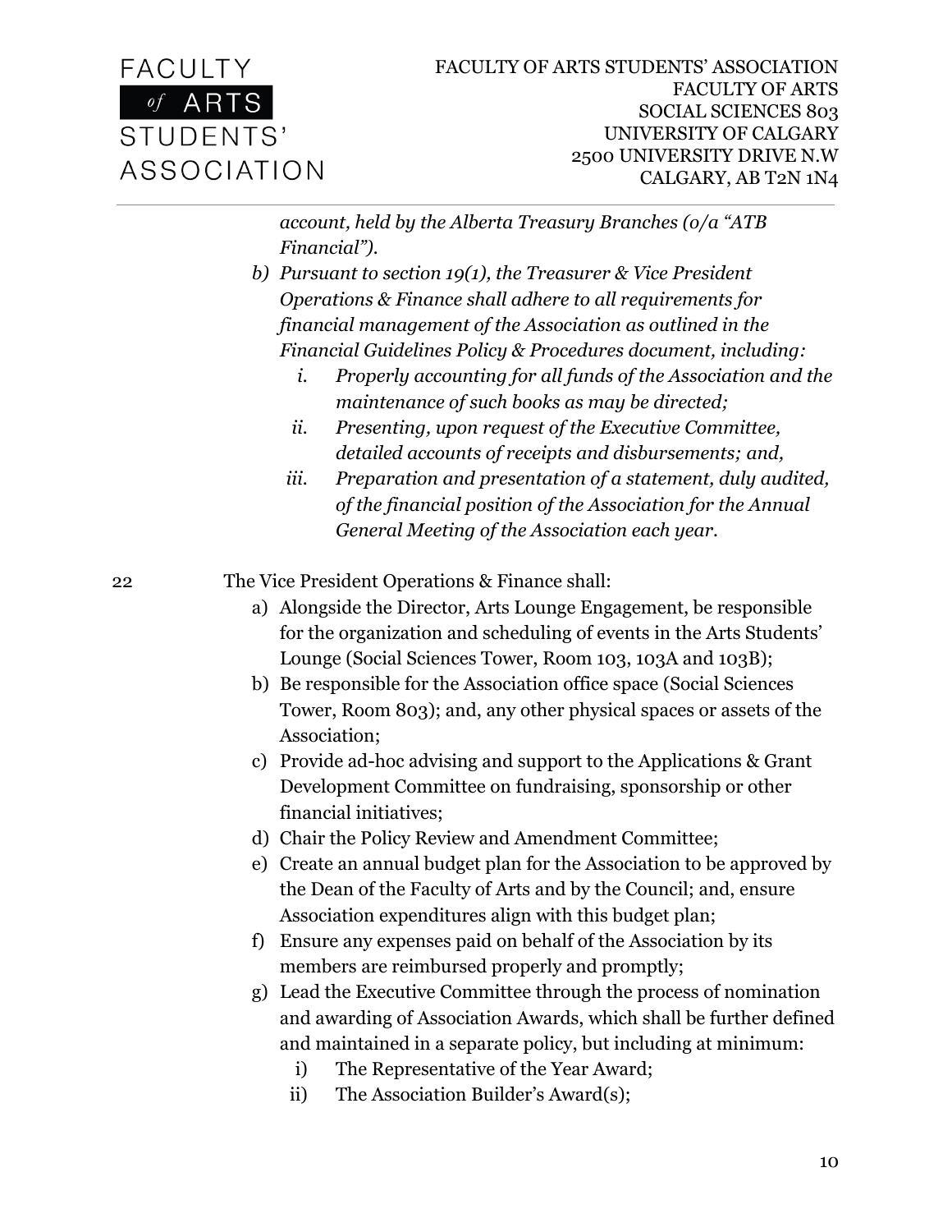*account, held by the Alberta Treasury Branches (o/a "ATB Financial").*

*b) Pursuant to section 19(1), the Treasurer & Vice President Operations & Finance shall adhere to all requirements for financial management of the Association as outlined in the Financial Guidelines Policy & Procedures document, including:*

  *i. Properly accounting for all funds of the Association and the maintenance of such books as may be directed;*

  *ii. Presenting, upon request of the Executive Committee, detailed accounts of receipts and disbursements; and,*

  *iii. Preparation and presentation of a statement, duly audited, of the financial position of the Association for the Annual General Meeting of the Association each year.*

22 The Vice President Operations & Finance shall:

a) Alongside the Director, Arts Lounge Engagement, be responsible for the organization and scheduling of events in the Arts Students' Lounge (Social Sciences Tower, Room 103, 103A and 103B);

b) Be responsible for the Association office space (Social Sciences Tower, Room 803); and, any other physical spaces or assets of the Association;

c) Provide ad-hoc advising and support to the Applications & Grant Development Committee on fundraising, sponsorship or other financial initiatives;

d) Chair the Policy Review and Amendment Committee;

e) Create an annual budget plan for the Association to be approved by the Dean of the Faculty of Arts and by the Council; and, ensure Association expenditures align with this budget plan;

f) Ensure any expenses paid on behalf of the Association by its members are reimbursed properly and promptly;

g) Lead the Executive Committee through the process of nomination and awarding of Association Awards, which shall be further defined and maintained in a separate policy, but including at minimum:

  i) The Representative of the Year Award;

  ii) The Association Builder's Award(s);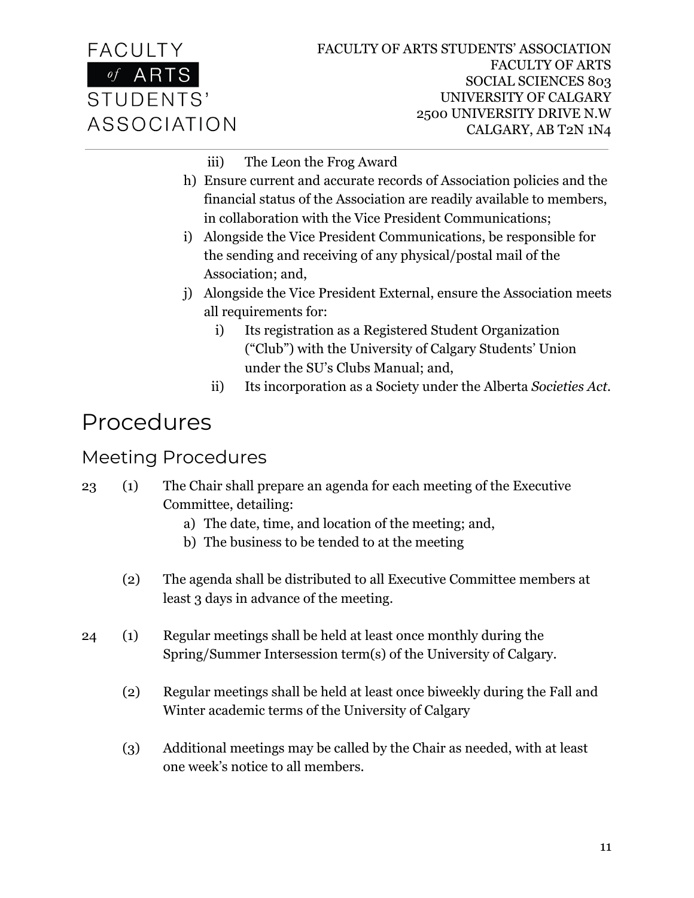iii) The Leon the Frog Award

h) Ensure current and accurate records of Association policies and the financial status of the Association are readily available to members, in collaboration with the Vice President Communications;
i) Alongside the Vice President Communications, be responsible for the sending and receiving of any physical/postal mail of the Association; and,
j) Alongside the Vice President External, ensure the Association meets all requirements for:
    i) Its registration as a Registered Student Organization ("Club") with the University of Calgary Students' Union under the SU's Clubs Manual; and,
    ii) Its incorporation as a Society under the Alberta *Societies Act*.

# Procedures

## Meeting Procedures

23 (1) The Chair shall prepare an agenda for each meeting of the Executive Committee, detailing:
a) The date, time, and location of the meeting; and,
b) The business to be tended to at the meeting

(2) The agenda shall be distributed to all Executive Committee members at least 3 days in advance of the meeting.

24 (1) Regular meetings shall be held at least once monthly during the Spring/Summer Intersession term(s) of the University of Calgary.

(2) Regular meetings shall be held at least once biweekly during the Fall and Winter academic terms of the University of Calgary

(3) Additional meetings may be called by the Chair as needed, with at least one week's notice to all members.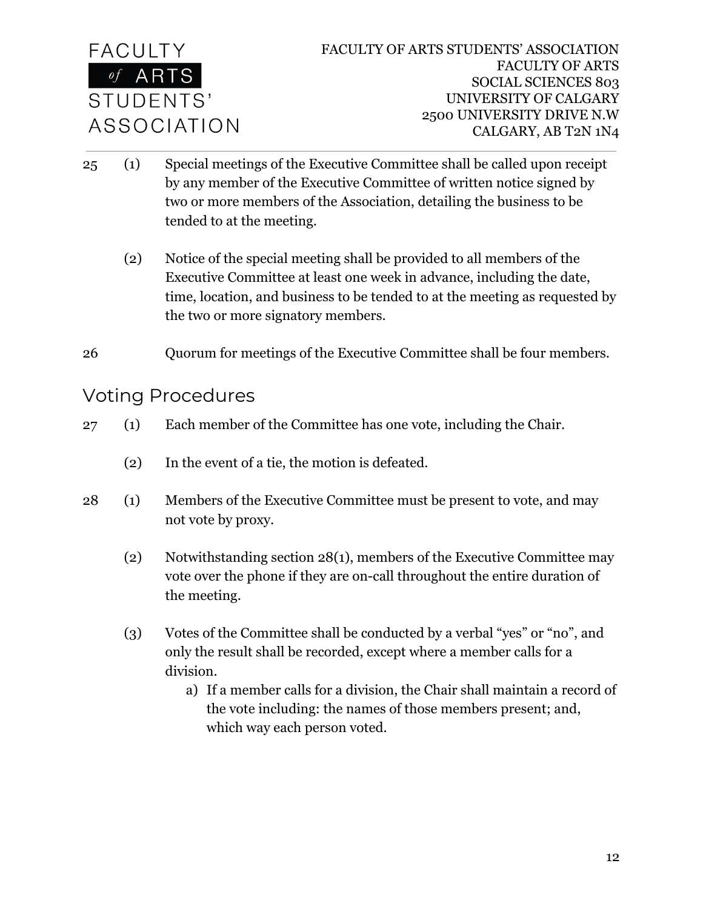25 (1) Special meetings of the Executive Committee shall be called upon receipt by any member of the Executive Committee of written notice signed by two or more members of the Association, detailing the business to be tended to at the meeting.

(2) Notice of the special meeting shall be provided to all members of the Executive Committee at least one week in advance, including the date, time, location, and business to be tended to at the meeting as requested by the two or more signatory members.

26 Quorum for meetings of the Executive Committee shall be four members.

## Voting Procedures

27 (1) Each member of the Committee has one vote, including the Chair.

(2) In the event of a tie, the motion is defeated.

28 (1) Members of the Executive Committee must be present to vote, and may not vote by proxy.

(2) Notwithstanding section 28(1), members of the Executive Committee may vote over the phone if they are on-call throughout the entire duration of the meeting.

(3) Votes of the Committee shall be conducted by a verbal "yes" or "no", and only the result shall be recorded, except where a member calls for a division.

   a) If a member calls for a division, the Chair shall maintain a record of the vote including: the names of those members present; and, which way each person voted.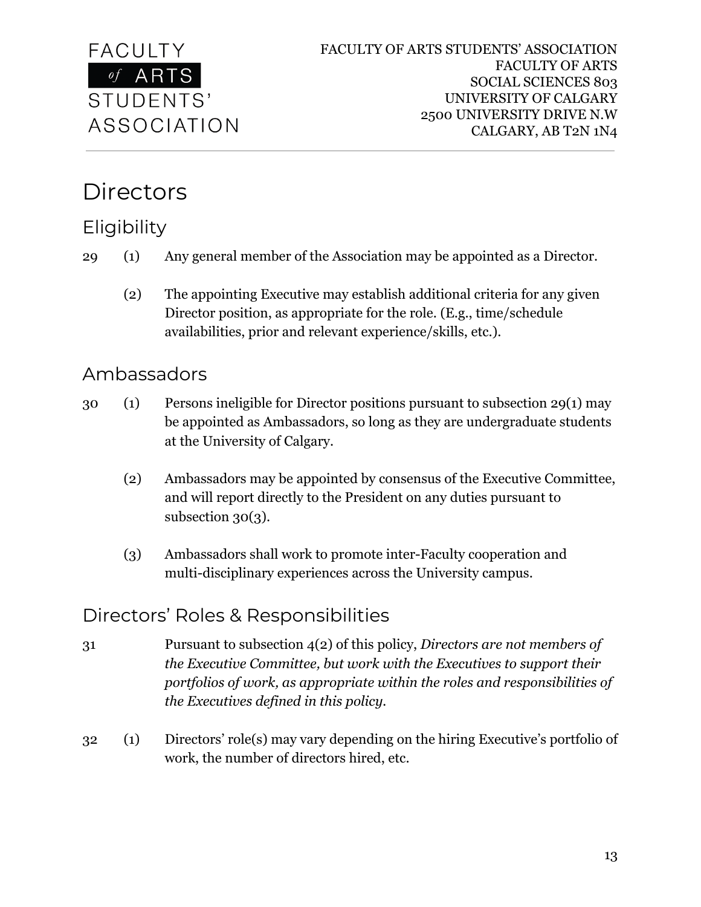# Directors

## Eligibility

29 (1) Any general member of the Association may be appointed as a Director.

(2) The appointing Executive may establish additional criteria for any given Director position, as appropriate for the role. (E.g., time/schedule availabilities, prior and relevant experience/skills, etc.).

## Ambassadors

30 (1) Persons ineligible for Director positions pursuant to subsection 29(1) may be appointed as Ambassadors, so long as they are undergraduate students at the University of Calgary.

(2) Ambassadors may be appointed by consensus of the Executive Committee, and will report directly to the President on any duties pursuant to subsection 30(3).

(3) Ambassadors shall work to promote inter-Faculty cooperation and multi-disciplinary experiences across the University campus.

## Directors' Roles & Responsibilities

31 Pursuant to subsection 4(2) of this policy, *Directors are not members of the Executive Committee, but work with the Executives to support their portfolios of work, as appropriate within the roles and responsibilities of the Executives defined in this policy.*

32 (1) Directors' role(s) may vary depending on the hiring Executive's portfolio of work, the number of directors hired, etc.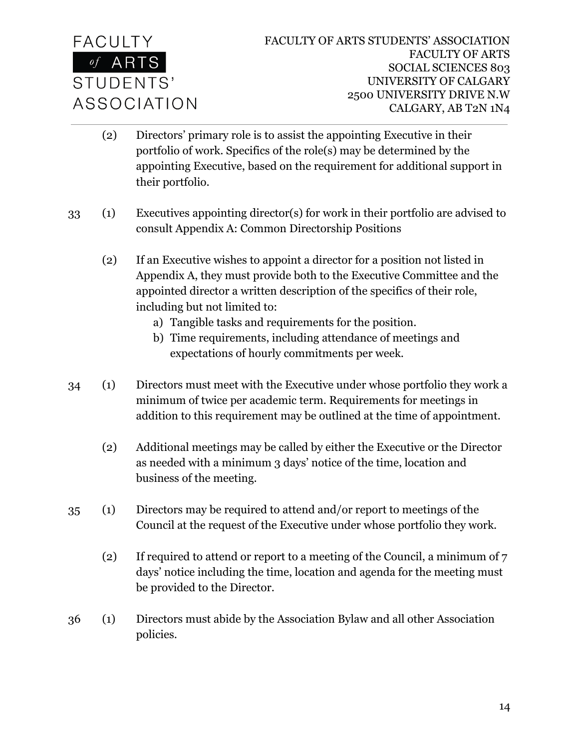(2) Directors' primary role is to assist the appointing Executive in their portfolio of work. Specifics of the role(s) may be determined by the appointing Executive, based on the requirement for additional support in their portfolio.

33 (1) Executives appointing director(s) for work in their portfolio are advised to consult Appendix A: Common Directorship Positions

(2) If an Executive wishes to appoint a director for a position not listed in Appendix A, they must provide both to the Executive Committee and the appointed director a written description of the specifics of their role, including but not limited to:

a) Tangible tasks and requirements for the position.
b) Time requirements, including attendance of meetings and expectations of hourly commitments per week.

34 (1) Directors must meet with the Executive under whose portfolio they work a minimum of twice per academic term. Requirements for meetings in addition to this requirement may be outlined at the time of appointment.

(2) Additional meetings may be called by either the Executive or the Director as needed with a minimum 3 days' notice of the time, location and business of the meeting.

35 (1) Directors may be required to attend and/or report to meetings of the Council at the request of the Executive under whose portfolio they work.

(2) If required to attend or report to a meeting of the Council, a minimum of 7 days' notice including the time, location and agenda for the meeting must be provided to the Director.

36 (1) Directors must abide by the Association Bylaw and all other Association policies.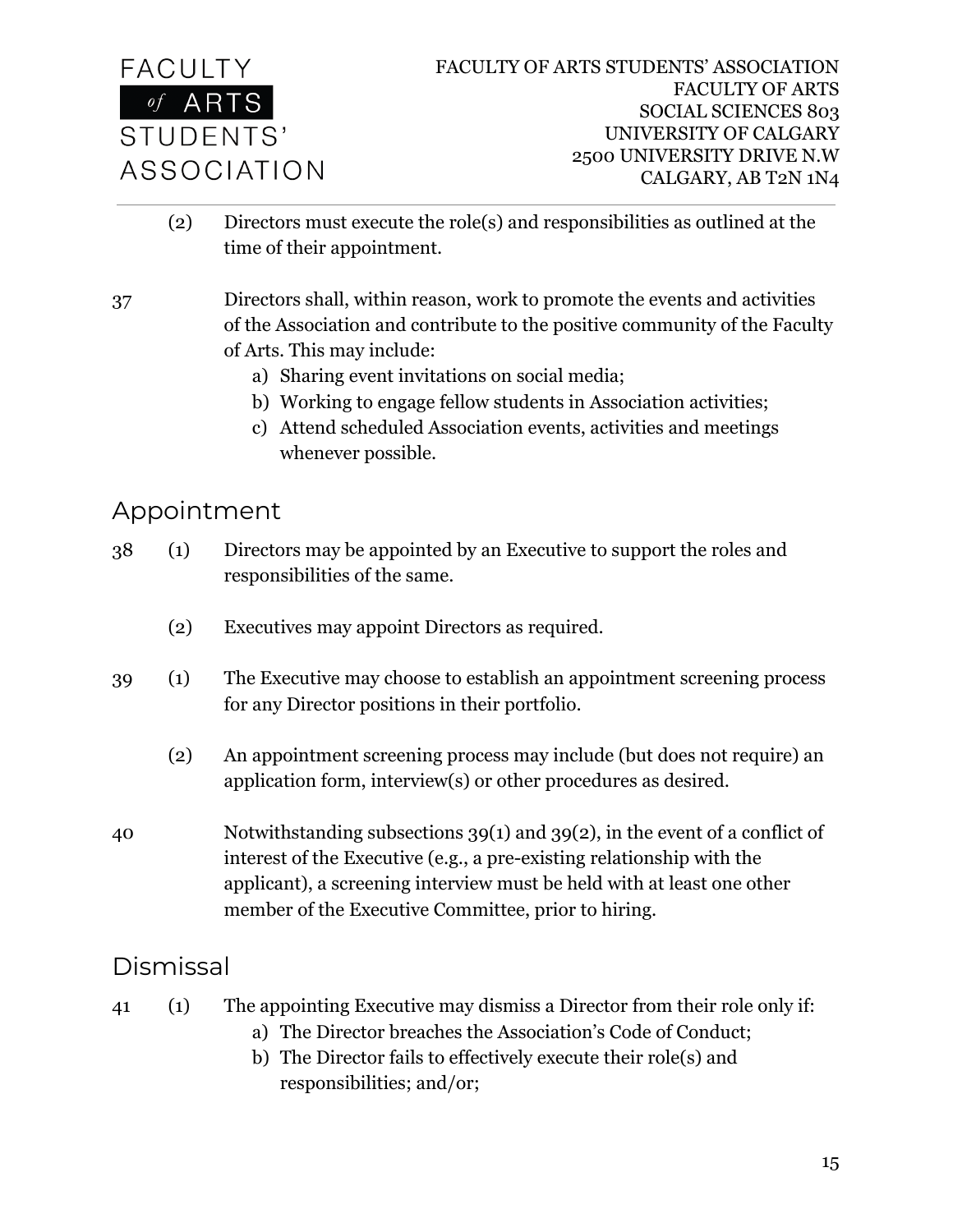(2) Directors must execute the role(s) and responsibilities as outlined at the time of their appointment.

37 Directors shall, within reason, work to promote the events and activities of the Association and contribute to the positive community of the Faculty of Arts. This may include:

a) Sharing event invitations on social media;
b) Working to engage fellow students in Association activities;
c) Attend scheduled Association events, activities and meetings whenever possible.

## Appointment

38 (1) Directors may be appointed by an Executive to support the roles and responsibilities of the same.

(2) Executives may appoint Directors as required.

39 (1) The Executive may choose to establish an appointment screening process for any Director positions in their portfolio.

(2) An appointment screening process may include (but does not require) an application form, interview(s) or other procedures as desired.

40 Notwithstanding subsections 39(1) and 39(2), in the event of a conflict of interest of the Executive (e.g., a pre-existing relationship with the applicant), a screening interview must be held with at least one other member of the Executive Committee, prior to hiring.

## Dismissal

41 (1) The appointing Executive may dismiss a Director from their role only if:

a) The Director breaches the Association's Code of Conduct;
b) The Director fails to effectively execute their role(s) and responsibilities; and/or;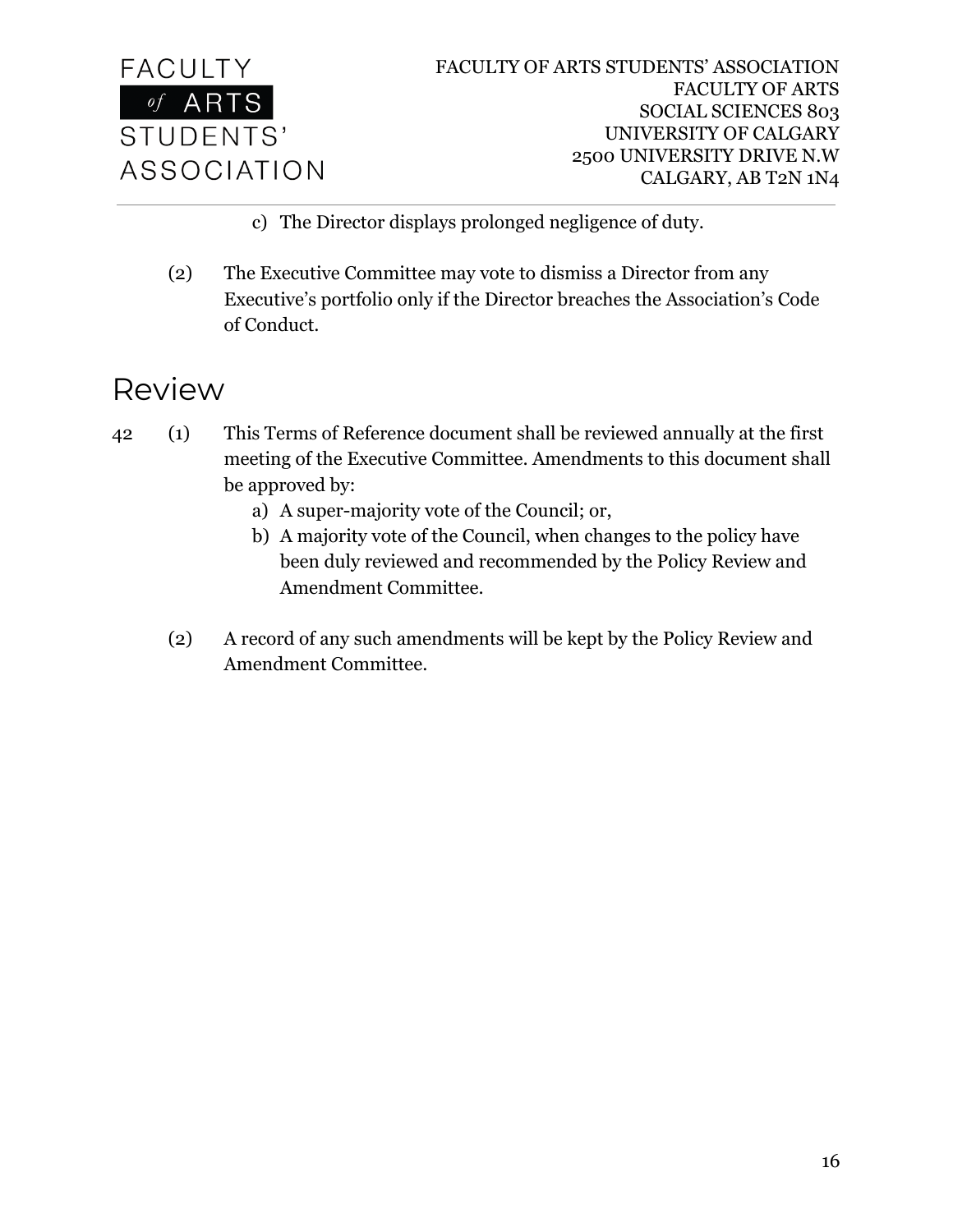c) The Director displays prolonged negligence of duty.

(2) The Executive Committee may vote to dismiss a Director from any Executive's portfolio only if the Director breaches the Association's Code of Conduct.

# Review

42 (1) This Terms of Reference document shall be reviewed annually at the first meeting of the Executive Committee. Amendments to this document shall be approved by:

a) A super-majority vote of the Council; or,

b) A majority vote of the Council, when changes to the policy have been duly reviewed and recommended by the Policy Review and Amendment Committee.

(2) A record of any such amendments will be kept by the Policy Review and Amendment Committee.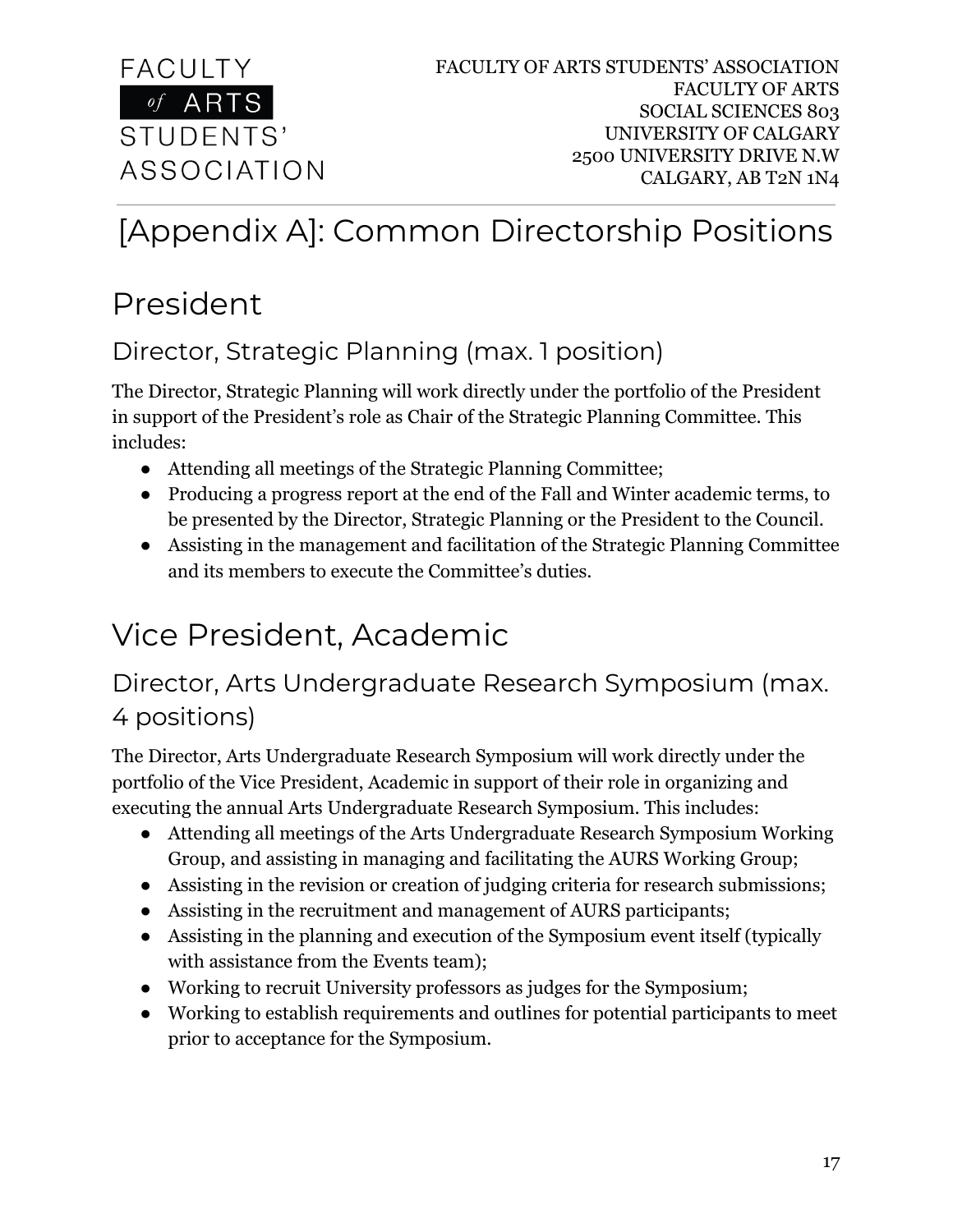# [Appendix A]: Common Directorship Positions

## President

### Director, Strategic Planning (max. 1 position)

The Director, Strategic Planning will work directly under the portfolio of the President in support of the President's role as Chair of the Strategic Planning Committee. This includes:

- Attending all meetings of the Strategic Planning Committee;
- Producing a progress report at the end of the Fall and Winter academic terms, to be presented by the Director, Strategic Planning or the President to the Council.
- Assisting in the management and facilitation of the Strategic Planning Committee and its members to execute the Committee's duties.

## Vice President, Academic

### Director, Arts Undergraduate Research Symposium (max. 4 positions)

The Director, Arts Undergraduate Research Symposium will work directly under the portfolio of the Vice President, Academic in support of their role in organizing and executing the annual Arts Undergraduate Research Symposium. This includes:

- Attending all meetings of the Arts Undergraduate Research Symposium Working Group, and assisting in managing and facilitating the AURS Working Group;
- Assisting in the revision or creation of judging criteria for research submissions;
- Assisting in the recruitment and management of AURS participants;
- Assisting in the planning and execution of the Symposium event itself (typically with assistance from the Events team);
- Working to recruit University professors as judges for the Symposium;
- Working to establish requirements and outlines for potential participants to meet prior to acceptance for the Symposium.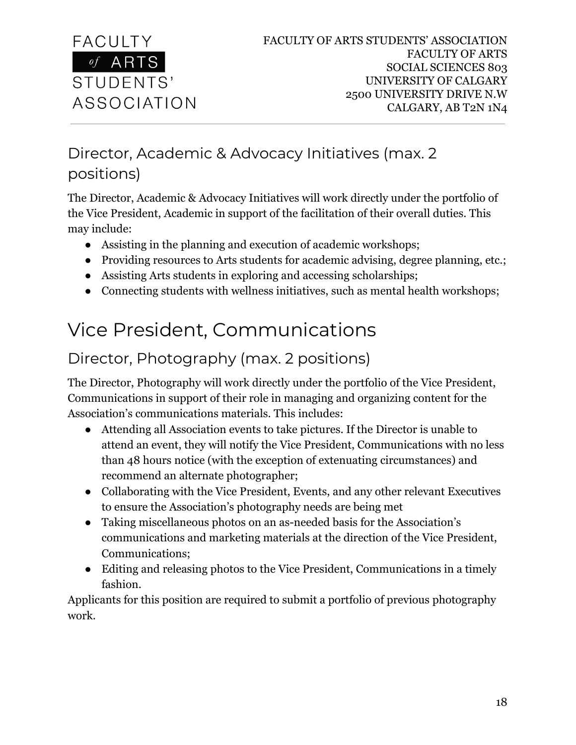### Director, Academic & Advocacy Initiatives (max. 2 positions)

The Director, Academic & Advocacy Initiatives will work directly under the portfolio of the Vice President, Academic in support of the facilitation of their overall duties. This may include:

- Assisting in the planning and execution of academic workshops;
- Providing resources to Arts students for academic advising, degree planning, etc.;
- Assisting Arts students in exploring and accessing scholarships;
- Connecting students with wellness initiatives, such as mental health workshops;

## Vice President, Communications

### Director, Photography (max. 2 positions)

The Director, Photography will work directly under the portfolio of the Vice President, Communications in support of their role in managing and organizing content for the Association's communications materials. This includes:

- Attending all Association events to take pictures. If the Director is unable to attend an event, they will notify the Vice President, Communications with no less than 48 hours notice (with the exception of extenuating circumstances) and recommend an alternate photographer;
- Collaborating with the Vice President, Events, and any other relevant Executives to ensure the Association's photography needs are being met
- Taking miscellaneous photos on an as-needed basis for the Association's communications and marketing materials at the direction of the Vice President, Communications;
- Editing and releasing photos to the Vice President, Communications in a timely fashion.

Applicants for this position are required to submit a portfolio of previous photography work.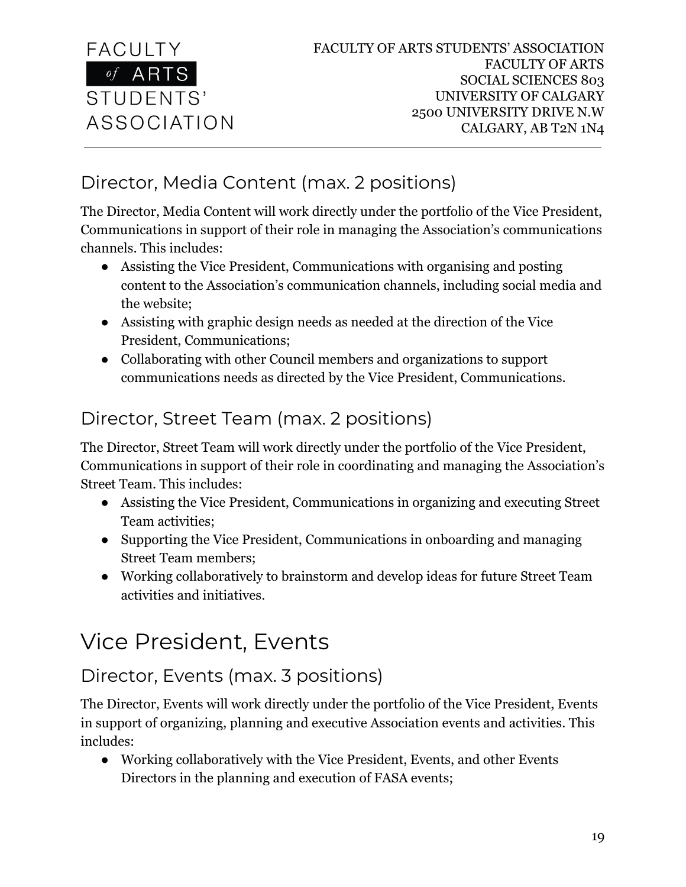## Director, Media Content (max. 2 positions)

The Director, Media Content will work directly under the portfolio of the Vice President, Communications in support of their role in managing the Association's communications channels. This includes:

- Assisting the Vice President, Communications with organising and posting content to the Association's communication channels, including social media and the website;
- Assisting with graphic design needs as needed at the direction of the Vice President, Communications;
- Collaborating with other Council members and organizations to support communications needs as directed by the Vice President, Communications.

## Director, Street Team (max. 2 positions)

The Director, Street Team will work directly under the portfolio of the Vice President, Communications in support of their role in coordinating and managing the Association's Street Team. This includes:

- Assisting the Vice President, Communications in organizing and executing Street Team activities;
- Supporting the Vice President, Communications in onboarding and managing Street Team members;
- Working collaboratively to brainstorm and develop ideas for future Street Team activities and initiatives.

# Vice President, Events

## Director, Events (max. 3 positions)

The Director, Events will work directly under the portfolio of the Vice President, Events in support of organizing, planning and executive Association events and activities. This includes:

- Working collaboratively with the Vice President, Events, and other Events Directors in the planning and execution of FASA events;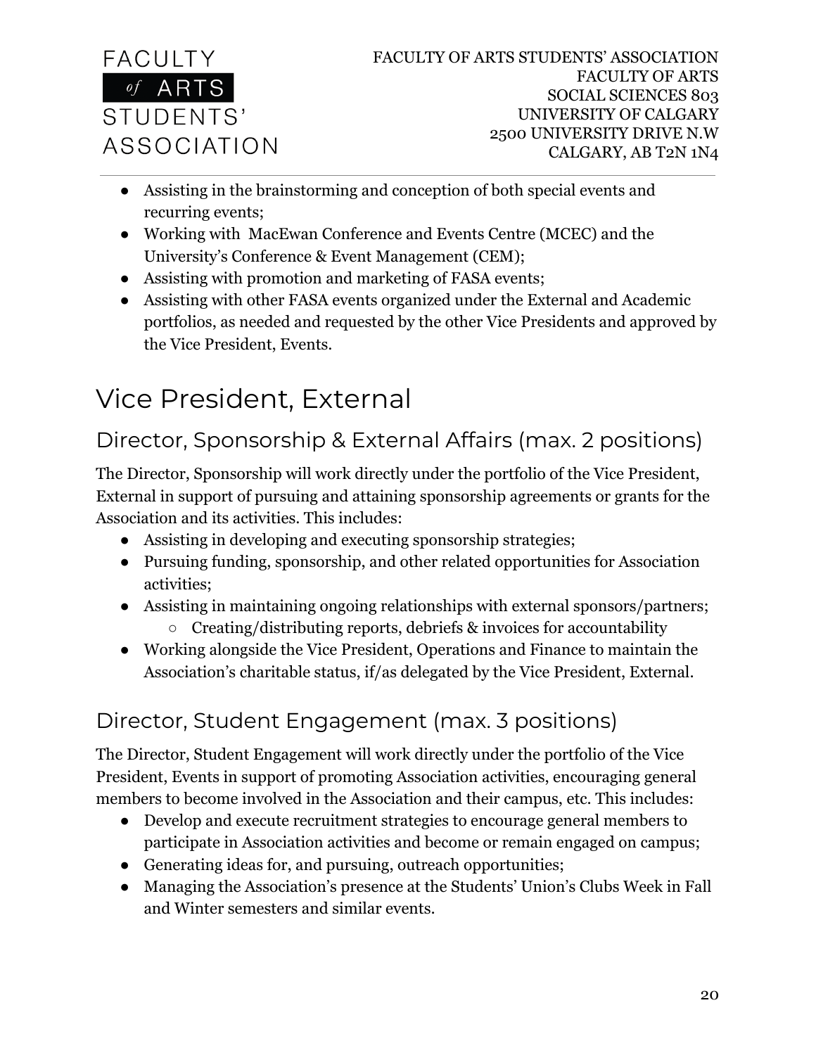- Assisting in the brainstorming and conception of both special events and recurring events;
- Working with MacEwan Conference and Events Centre (MCEC) and the University's Conference & Event Management (CEM);
- Assisting with promotion and marketing of FASA events;
- Assisting with other FASA events organized under the External and Academic portfolios, as needed and requested by the other Vice Presidents and approved by the Vice President, Events.

# Vice President, External

## Director, Sponsorship & External Affairs (max. 2 positions)

The Director, Sponsorship will work directly under the portfolio of the Vice President, External in support of pursuing and attaining sponsorship agreements or grants for the Association and its activities. This includes:

- Assisting in developing and executing sponsorship strategies;
- Pursuing funding, sponsorship, and other related opportunities for Association activities;
- Assisting in maintaining ongoing relationships with external sponsors/partners;
  - Creating/distributing reports, debriefs & invoices for accountability
- Working alongside the Vice President, Operations and Finance to maintain the Association's charitable status, if/as delegated by the Vice President, External.

## Director, Student Engagement (max. 3 positions)

The Director, Student Engagement will work directly under the portfolio of the Vice President, Events in support of promoting Association activities, encouraging general members to become involved in the Association and their campus, etc. This includes:

- Develop and execute recruitment strategies to encourage general members to participate in Association activities and become or remain engaged on campus;
- Generating ideas for, and pursuing, outreach opportunities;
- Managing the Association's presence at the Students' Union's Clubs Week in Fall and Winter semesters and similar events.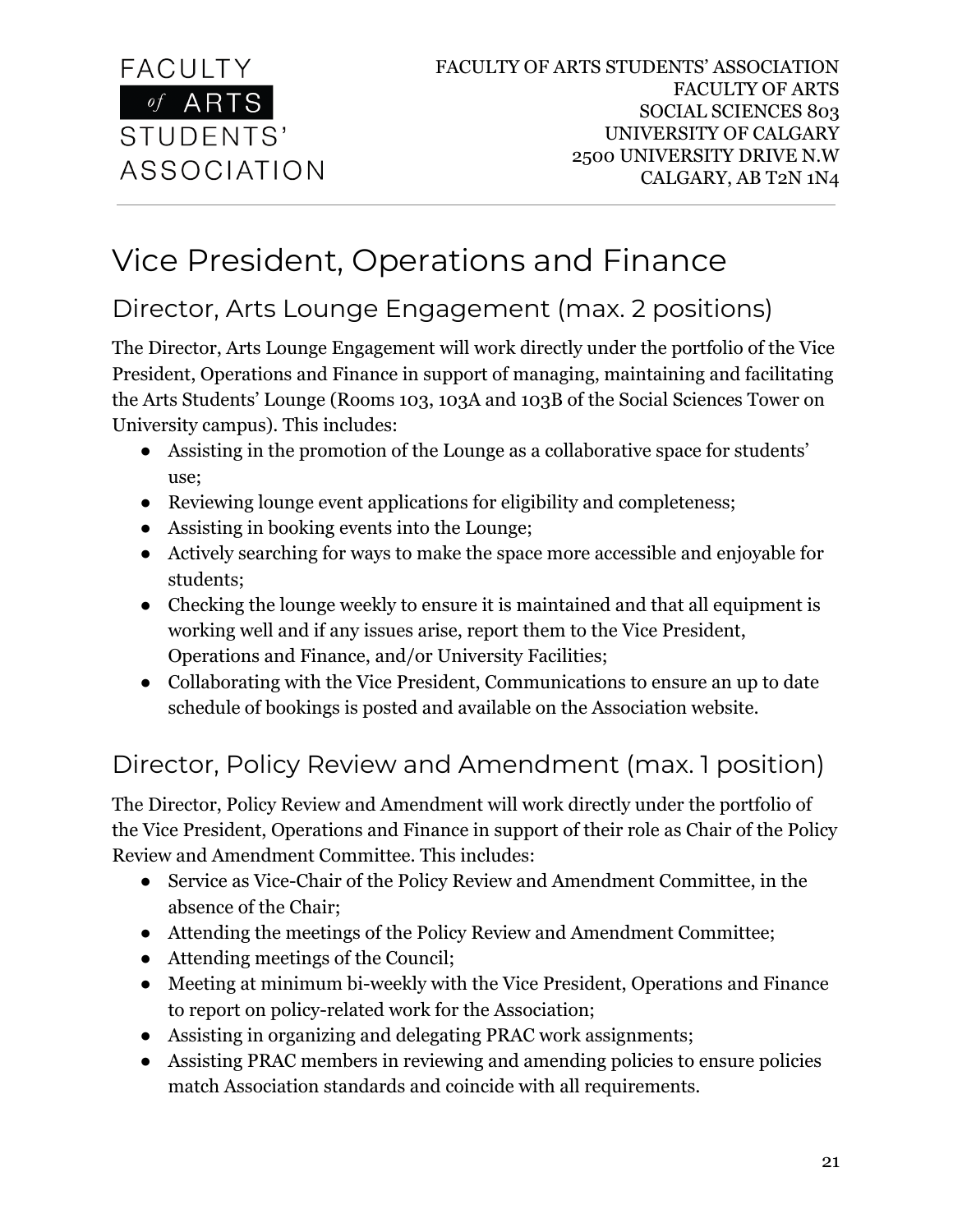# Vice President, Operations and Finance

## Director, Arts Lounge Engagement (max. 2 positions)

The Director, Arts Lounge Engagement will work directly under the portfolio of the Vice President, Operations and Finance in support of managing, maintaining and facilitating the Arts Students' Lounge (Rooms 103, 103A and 103B of the Social Sciences Tower on University campus). This includes:

- Assisting in the promotion of the Lounge as a collaborative space for students' use;
- Reviewing lounge event applications for eligibility and completeness;
- Assisting in booking events into the Lounge;
- Actively searching for ways to make the space more accessible and enjoyable for students;
- Checking the lounge weekly to ensure it is maintained and that all equipment is working well and if any issues arise, report them to the Vice President, Operations and Finance, and/or University Facilities;
- Collaborating with the Vice President, Communications to ensure an up to date schedule of bookings is posted and available on the Association website.

## Director, Policy Review and Amendment (max. 1 position)

The Director, Policy Review and Amendment will work directly under the portfolio of the Vice President, Operations and Finance in support of their role as Chair of the Policy Review and Amendment Committee. This includes:

- Service as Vice-Chair of the Policy Review and Amendment Committee, in the absence of the Chair;
- Attending the meetings of the Policy Review and Amendment Committee;
- Attending meetings of the Council;
- Meeting at minimum bi-weekly with the Vice President, Operations and Finance to report on policy-related work for the Association;
- Assisting in organizing and delegating PRAC work assignments;
- Assisting PRAC members in reviewing and amending policies to ensure policies match Association standards and coincide with all requirements.